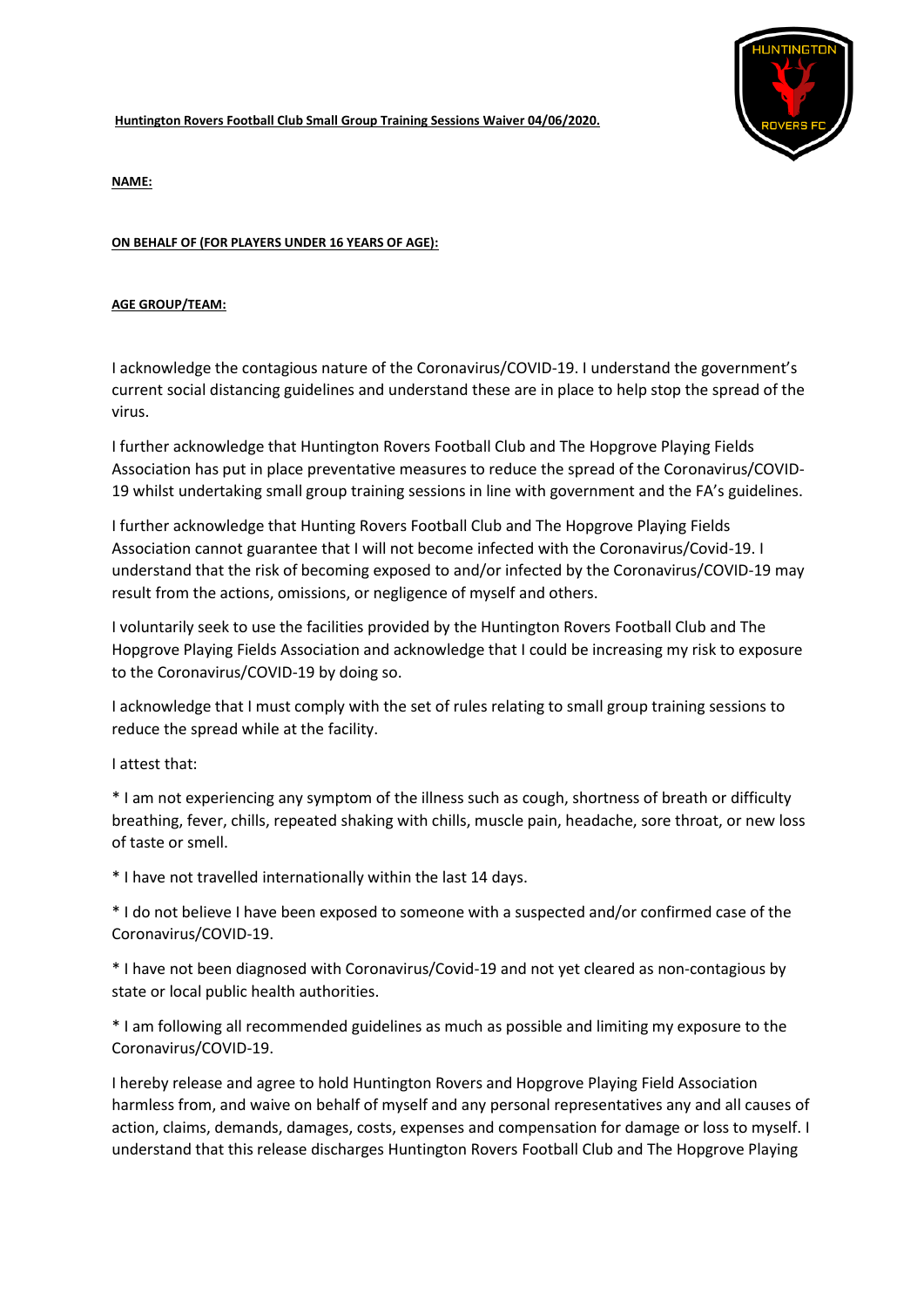**Huntington Rovers Football Club Small Group Training Sessions Waiver 04/06/2020.**

**NAME:**

**ON BEHALF OF (FOR PLAYERS UNDER 16 YEARS OF AGE):**

**AGE GROUP/TEAM:**

I acknowledge the contagious nature of the Coronavirus/COVID-19. I understand the government's current social distancing guidelines and understand these are in place to help stop the spread of the virus.

I further acknowledge that Huntington Rovers Football Club and The Hopgrove Playing Fields Association has put in place preventative measures to reduce the spread of the Coronavirus/COVID-19 whilst undertaking small group training sessions in line with government and the FA's guidelines.

I further acknowledge that Hunting Rovers Football Club and The Hopgrove Playing Fields Association cannot guarantee that I will not become infected with the Coronavirus/Covid-19. I understand that the risk of becoming exposed to and/or infected by the Coronavirus/COVID-19 may result from the actions, omissions, or negligence of myself and others.

I voluntarily seek to use the facilities provided by the Huntington Rovers Football Club and The Hopgrove Playing Fields Association and acknowledge that I could be increasing my risk to exposure to the Coronavirus/COVID-19 by doing so.

I acknowledge that I must comply with the set of rules relating to small group training sessions to reduce the spread while at the facility.

I attest that:

* I am not experiencing any symptom of the illness such as cough, shortness of breath or difficulty breathing, fever, chills, repeated shaking with chills, muscle pain, headache, sore throat, or new loss of taste or smell.

* I have not travelled internationally within the last 14 days.

* I do not believe I have been exposed to someone with a suspected and/or confirmed case of the Coronavirus/COVID-19.

* I have not been diagnosed with Coronavirus/Covid-19 and not yet cleared as non-contagious by state or local public health authorities.

* I am following all recommended guidelines as much as possible and limiting my exposure to the Coronavirus/COVID-19.

I hereby release and agree to hold Huntington Rovers and Hopgrove Playing Field Association harmless from, and waive on behalf of myself and any personal representatives any and all causes of action, claims, demands, damages, costs, expenses and compensation for damage or loss to myself. I understand that this release discharges Huntington Rovers Football Club and The Hopgrove Playing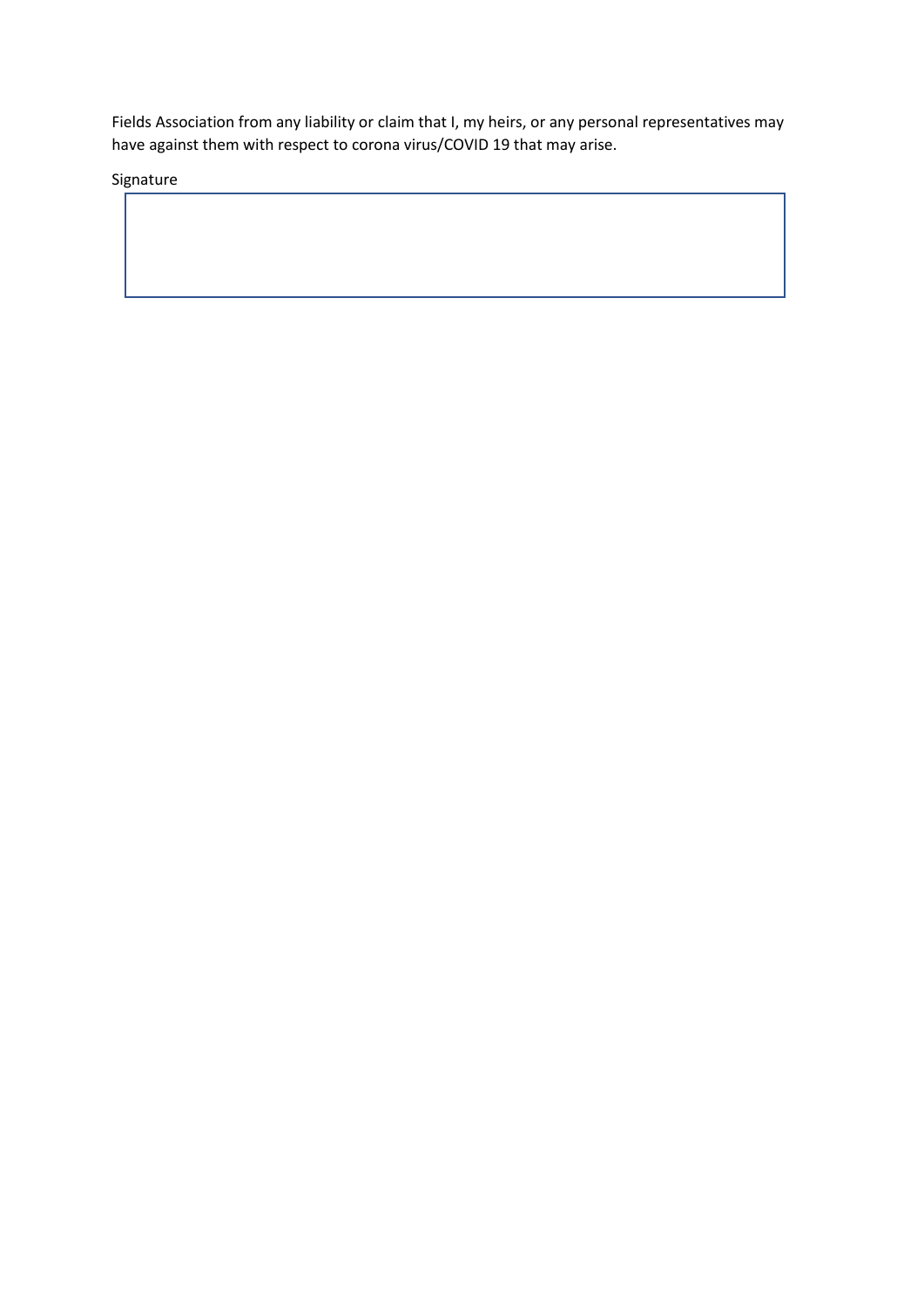Fields Association from any liability or claim that I, my heirs, or any personal representatives may have against them with respect to corona virus/COVID 19 that may arise.

Signature